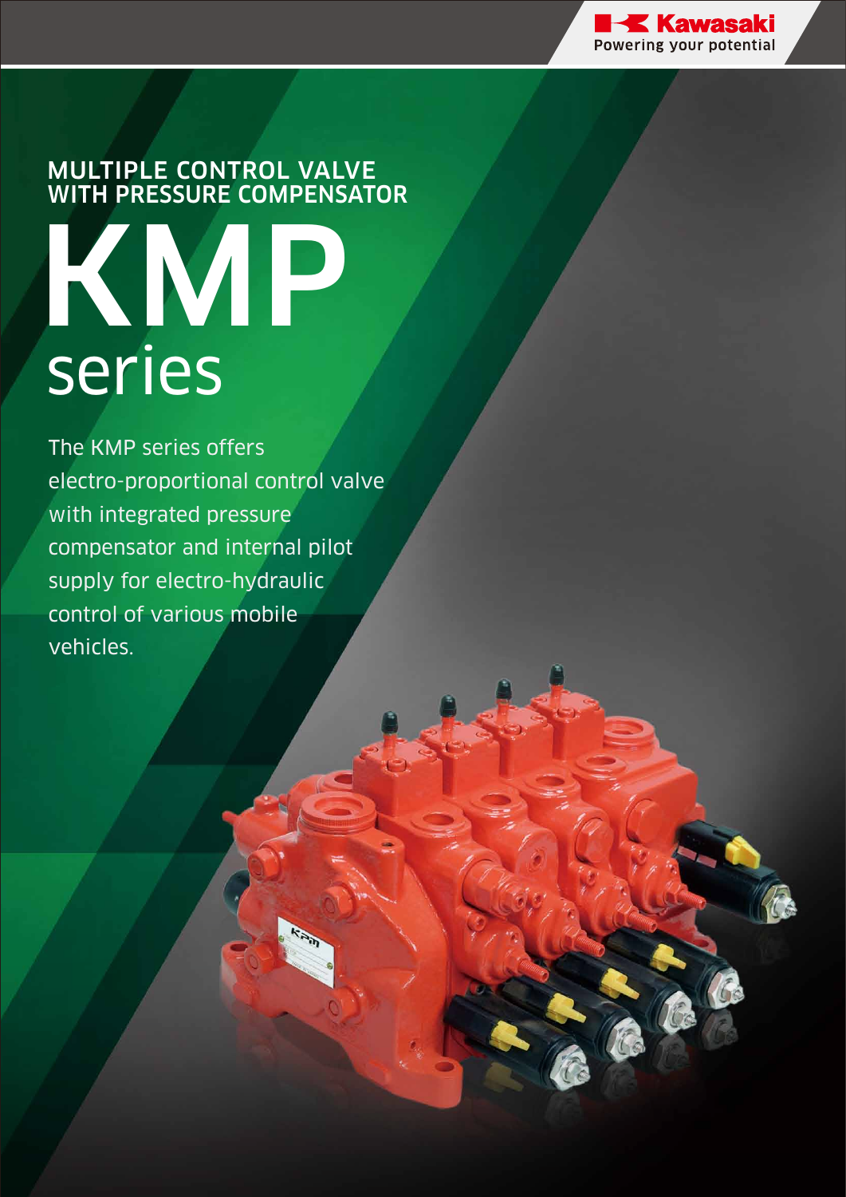Kawasaki
Powering your potential

## MULTIPLE CONTROL VALVE WITH PRESSURE COMPENSATOR

# KMP series

The KMP series offers electro-proportional control valve with integrated pressure compensator and internal pilot supply for electro-hydraulic control of various mobile vehicles.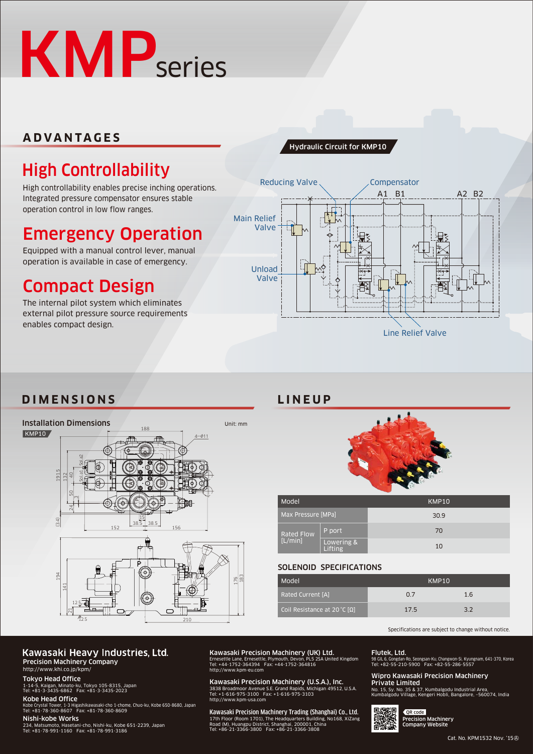# KMP series

## ADVANTAGES

### High Controllability

High controllability enables precise inching operations. Integrated pressure compensator ensures stable operation control in low flow ranges.

### Emergency Operation

Equipped with a manual control lever, manual operation is available in case of emergency.

### Compact Design

The internal pilot system which eliminates external pilot pressure source requirements enables compact design.

**Hydraulic Circuit for KMP10**

Reducing Valve
Compensator
A1 B1
A2 B2
Main Relief Valve
Unload Valve
Line Relief Valve

## DIMENSIONS

### Installation Dimensions

Unit: mm

KMP10

188
4−φ11
191.5
132
40
50
24
3
(3.4)
Sol.a1
Sol.a2
15
38.5
38.5
152
156
194
141
12.5
21
12.5
210
176
183
P

## LINEUP

| Model | | KMP10 |
|---|---|---|
| Max Pressure [MPa] | | 30.9 |
| Rated Flow [L/min] | P port | 70 |
| | Lowering & Lifting | 10 |

### SOLENOID SPECIFICATIONS

| Model | KMP10 | |
|---|---|---|
| Rated Current [A] | 0.7 | 1.6 |
| Coil Resistance at 20℃ [Ω] | 17.5 | 3.2 |

Specifications are subject to change without notice.

**Kawasaki Heavy Industries, Ltd.**
**Precision Machinery Company**
http://www.khi.co.jp/kpm/

**Tokyo Head Office**
1-14-5, Kaigan, Minato-ku, Tokyo 105-8315, Japan
Tel: +81-3-3435-6862 Fax: +81-3-3435-2023

**Kobe Head Office**
Kobe Crystal Tower, 1-3 Higashikawasaki-cho 1-chome, Chuo-ku, Kobe 650-8680, Japan
Tel: +81-78-360-8607 Fax: +81-78-360-8609

**Nishi-kobe Works**
234, Matsumoto, Hasetani-cho, Nishi-ku, Kobe 651-2239, Japan
Tel: +81-78-991-1160 Fax: +81-78-991-3186

**Kawasaki Precision Machinery (UK) Ltd.**
Ernesettle Lane, Ernesettle, Plymouth, Devon, PL5 2SA United Kingdom
Tel: +44-1752-364394 Fax: +44-1752-364816
http://www.kpm-eu.com

**Kawasaki Precision Machinery (U.S.A.), Inc.**
3838 Broadmoor Avenue S.E. Grand Rapids, Michigan 49512, U.S.A.
Tel: +1-616-975-3100 Fax: +1-616-975-3103
http://www.kpm-usa.com

**Kawasaki Precision Machinery Trading (Shanghai) Co., Ltd.**
17th Floor (Room 1701), The Headquarters Building, No168, XiZang Road (M), Huangpu District, Shanghai, 200001, China
Tel: +86-21-3366-3800 Fax: +86-21-3366-3808

**Flutek, Ltd.**
98 GIL 6, Gongdan-Ro, Seongsan-Ku, Changwon-Si, Kyungnam, 641-370, Korea
Tel: +82-55-210-5900 Fax: +82-55-286-5557

**Wipro Kawasaki Precision Machinery Private Limited**
No. 15, Sy. No. 35 & 37, Kumbalgodu Industrial Area, Kumbalgodu Village, Kengeri Hobli, Bangalore, -560074, India

QR code
Precision Machinery Company Website

Cat. No. KPM1532 Nov. '15Ⓐ